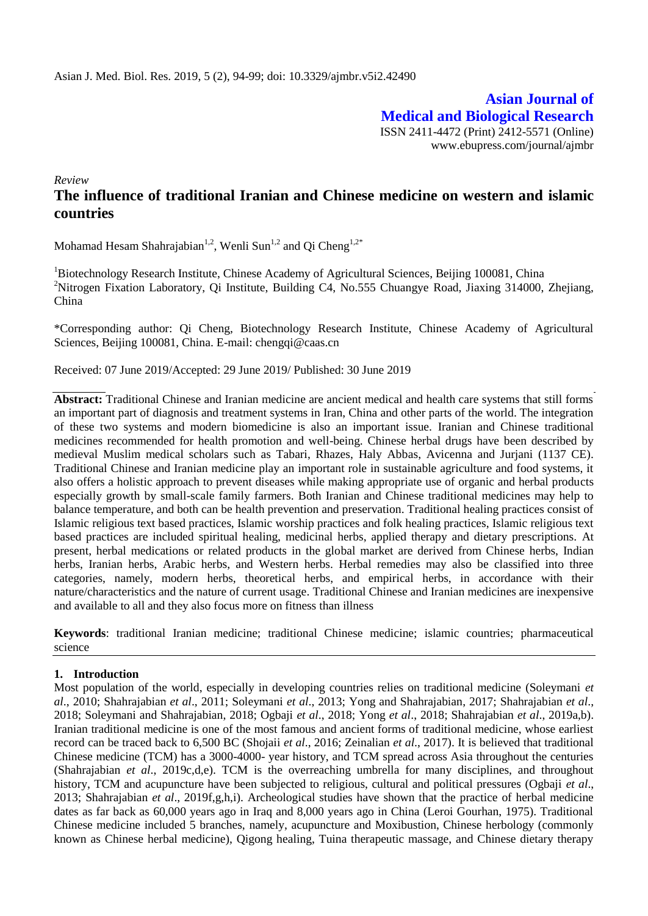Asian J. Med. Biol. Res. 2019, 5 (2), 94-99; doi: 10.3329/ajmbr.v5i2.42490

**Asian Journal of Medical and Biological Research**

ISSN 2411-4472 (Print) 2412-5571 (Online)
www.ebupress.com/journal/ajmbr

*Review*

# The influence of traditional Iranian and Chinese medicine on western and islamic countries

Mohamad Hesam Shahrajabian[1,2], Wenli Sun[1,2] and Qi Cheng[1,2*]

[1]Biotechnology Research Institute, Chinese Academy of Agricultural Sciences, Beijing 100081, China
[2]Nitrogen Fixation Laboratory, Qi Institute, Building C4, No.555 Chuangye Road, Jiaxing 314000, Zhejiang, China

\*Corresponding author: Qi Cheng, Biotechnology Research Institute, Chinese Academy of Agricultural Sciences, Beijing 100081, China. E-mail: chengqi@caas.cn

Received: 07 June 2019/Accepted: 29 June 2019/ Published: 30 June 2019

**Abstract:** Traditional Chinese and Iranian medicine are ancient medical and health care systems that still forms an important part of diagnosis and treatment systems in Iran, China and other parts of the world. The integration of these two systems and modern biomedicine is also an important issue. Iranian and Chinese traditional medicines recommended for health promotion and well-being. Chinese herbal drugs have been described by medieval Muslim medical scholars such as Tabari, Rhazes, Haly Abbas, Avicenna and Jurjani (1137 CE). Traditional Chinese and Iranian medicine play an important role in sustainable agriculture and food systems, it also offers a holistic approach to prevent diseases while making appropriate use of organic and herbal products especially growth by small-scale family farmers. Both Iranian and Chinese traditional medicines may help to balance temperature, and both can be health prevention and preservation. Traditional healing practices consist of Islamic religious text based practices, Islamic worship practices and folk healing practices, Islamic religious text based practices are included spiritual healing, medicinal herbs, applied therapy and dietary prescriptions. At present, herbal medications or related products in the global market are derived from Chinese herbs, Indian herbs, Iranian herbs, Arabic herbs, and Western herbs. Herbal remedies may also be classified into three categories, namely, modern herbs, theoretical herbs, and empirical herbs, in accordance with their nature/characteristics and the nature of current usage. Traditional Chinese and Iranian medicines are inexpensive and available to all and they also focus more on fitness than illness

**Keywords**: traditional Iranian medicine; traditional Chinese medicine; islamic countries; pharmaceutical science

## 1. Introduction

Most population of the world, especially in developing countries relies on traditional medicine (Soleymani *et al*., 2010; Shahrajabian *et al*., 2011; Soleymani *et al*., 2013; Yong and Shahrajabian, 2017; Shahrajabian *et al*., 2018; Soleymani and Shahrajabian, 2018; Ogbaji *et al*., 2018; Yong *et al*., 2018; Shahrajabian *et al*., 2019a,b). Iranian traditional medicine is one of the most famous and ancient forms of traditional medicine, whose earliest record can be traced back to 6,500 BC (Shojaii *et al*., 2016; Zeinalian *et al*., 2017). It is believed that traditional Chinese medicine (TCM) has a 3000-4000- year history, and TCM spread across Asia throughout the centuries (Shahrajabian *et al*., 2019c,d,e). TCM is the overreaching umbrella for many disciplines, and throughout history, TCM and acupuncture have been subjected to religious, cultural and political pressures (Ogbaji *et al*., 2013; Shahrajabian *et al*., 2019f,g,h,i). Archeological studies have shown that the practice of herbal medicine dates as far back as 60,000 years ago in Iraq and 8,000 years ago in China (Leroi Gourhan, 1975). Traditional Chinese medicine included 5 branches, namely, acupuncture and Moxibustion, Chinese herbology (commonly known as Chinese herbal medicine), Qigong healing, Tuina therapeutic massage, and Chinese dietary therapy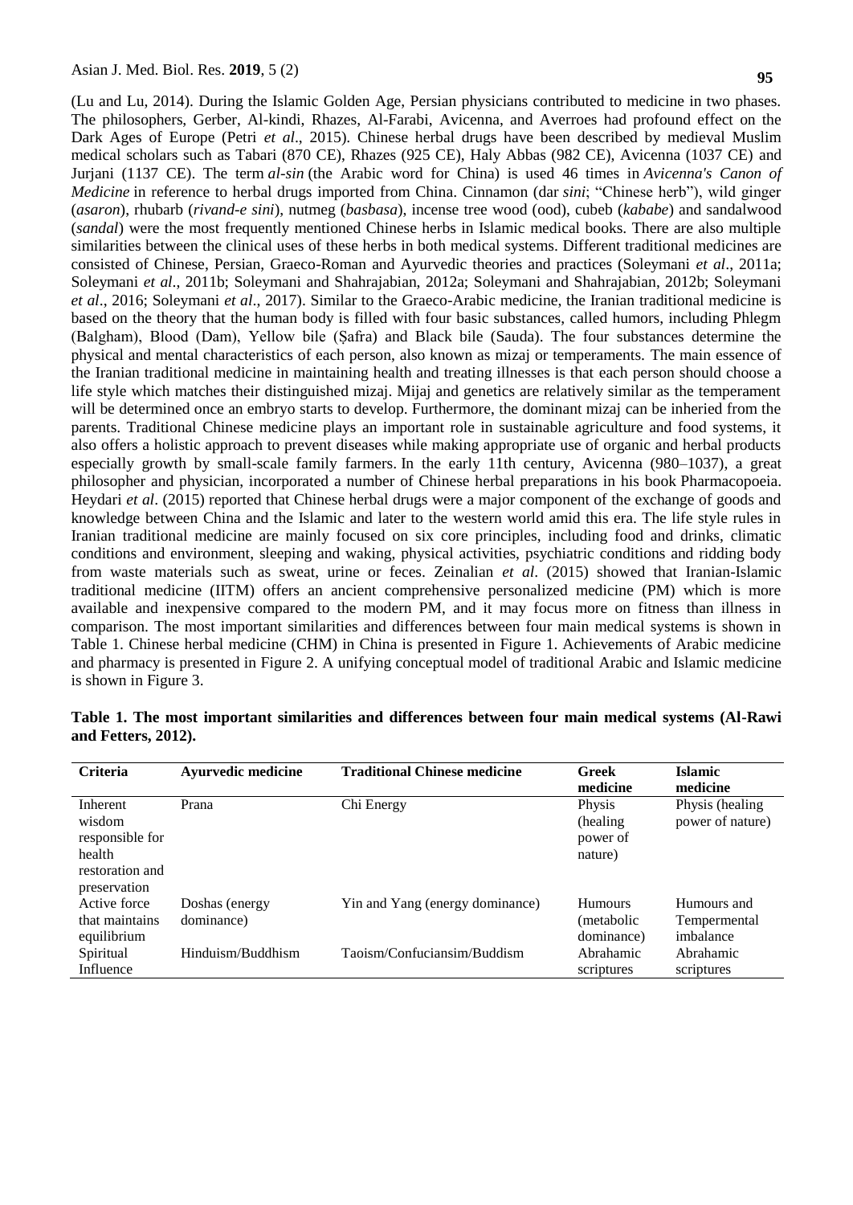(Lu and Lu, 2014). During the Islamic Golden Age, Persian physicians contributed to medicine in two phases. The philosophers, Gerber, Al-kindi, Rhazes, Al-Farabi, Avicenna, and Averroes had profound effect on the Dark Ages of Europe (Petri *et al*., 2015). Chinese herbal drugs have been described by medieval Muslim medical scholars such as Tabari (870 CE), Rhazes (925 CE), Haly Abbas (982 CE), Avicenna (1037 CE) and Jurjani (1137 CE). The term *al-sin* (the Arabic word for China) is used 46 times in *Avicenna's Canon of Medicine* in reference to herbal drugs imported from China. Cinnamon (dar *sini*; "Chinese herb"), wild ginger (*asaron*), rhubarb (*rivand-e sini*), nutmeg (*basbasa*), incense tree wood (ood), cubeb (*kababe*) and sandalwood (*sandal*) were the most frequently mentioned Chinese herbs in Islamic medical books. There are also multiple similarities between the clinical uses of these herbs in both medical systems. Different traditional medicines are consisted of Chinese, Persian, Graeco-Roman and Ayurvedic theories and practices (Soleymani *et al*., 2011a; Soleymani *et al*., 2011b; Soleymani and Shahrajabian, 2012a; Soleymani and Shahrajabian, 2012b; Soleymani *et al*., 2016; Soleymani *et al*., 2017). Similar to the Graeco-Arabic medicine, the Iranian traditional medicine is based on the theory that the human body is filled with four basic substances, called humors, including Phlegm (Balgham), Blood (Dam), Yellow bile (Ṣafra) and Black bile (Sauda). The four substances determine the physical and mental characteristics of each person, also known as mizaj or temperaments. The main essence of the Iranian traditional medicine in maintaining health and treating illnesses is that each person should choose a life style which matches their distinguished mizaj. Mijaj and genetics are relatively similar as the temperament will be determined once an embryo starts to develop. Furthermore, the dominant mizaj can be inherited from the parents. Traditional Chinese medicine plays an important role in sustainable agriculture and food systems, it also offers a holistic approach to prevent diseases while making appropriate use of organic and herbal products especially growth by small-scale family farmers. In the early 11th century, Avicenna (980–1037), a great philosopher and physician, incorporated a number of Chinese herbal preparations in his book Pharmacopoeia. Heydari *et al*. (2015) reported that Chinese herbal drugs were a major component of the exchange of goods and knowledge between China and the Islamic and later to the western world amid this era. The life style rules in Iranian traditional medicine are mainly focused on six core principles, including food and drinks, climatic conditions and environment, sleeping and waking, physical activities, psychiatric conditions and ridding body from waste materials such as sweat, urine or feces. Zeinalian *et al*. (2015) showed that Iranian-Islamic traditional medicine (IITM) offers an ancient comprehensive personalized medicine (PM) which is more available and inexpensive compared to the modern PM, and it may focus more on fitness than illness in comparison. The most important similarities and differences between four main medical systems is shown in Table 1. Chinese herbal medicine (CHM) in China is presented in Figure 1. Achievements of Arabic medicine and pharmacy is presented in Figure 2. A unifying conceptual model of traditional Arabic and Islamic medicine is shown in Figure 3.

**Table 1. The most important similarities and differences between four main medical systems (Al-Rawi and Fetters, 2012).**

| Criteria | Ayurvedic medicine | Traditional Chinese medicine | Greek medicine | Islamic medicine |
|---|---|---|---|---|
| Inherent wisdom responsible for health restoration and preservation | Prana | Chi Energy | Physis (healing power of nature) | Physis (healing power of nature) |
| Active force that maintains equilibrium | Doshas (energy dominance) | Yin and Yang (energy dominance) | Humours (metabolic dominance) | Humours and Tempermental imbalance |
| Spiritual Influence | Hinduism/Buddhism | Taoism/Confuciansim/Buddism | Abrahamic scriptures | Abrahamic scriptures |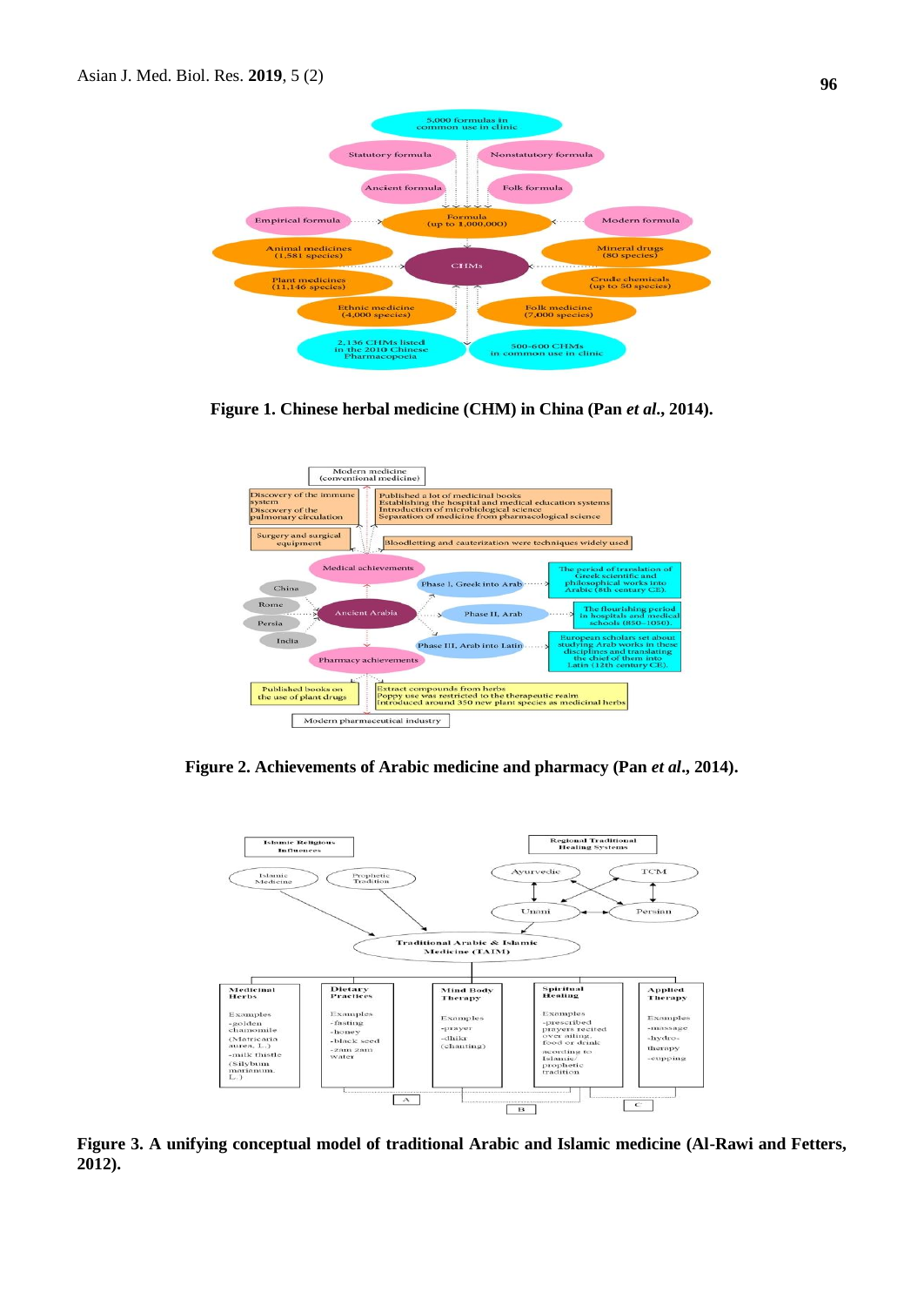5,000 formulas in common use in clinic

Statutory formula

Nonstatutory formula

Ancient formula

Folk formula

Empirical formula

Formula (up to 1,000,000)

Modern formula

Animal medicines (1,581 species)

CHMs

Mineral drugs (80 species)

Plant medicines (11,146 species)

Crude chemicals (up to 50 species)

Ethnic medicine (4,000 species)

Folk medicine (7,000 species)

2,136 CHMs listed in the 2010 Chinese Pharmacopoeia

500–600 CHMs in common use in clinic

**Figure 1. Chinese herbal medicine (CHM) in China (Pan *et al*., 2014).**

Modern medicine (conventional medicine)

Discovery of the immune system
Discovery of the pulmonary circulation

Published a lot of medicinal books
Establishing the hospital and medical education systems
Introduction of microbiological science
Separation of medicine from pharmacological science

Surgery and surgical equipment

Bloodletting and cauterization were techniques widely used

Medical achievements

China

Rome

Persia

India

Ancient Arabia

Phase I, Greek into Arab

The period of translation of Greek scientific and philosophical works into Arabic (8th century CE).

Phase II, Arab

The flourishing period in hospitals and medical schools (850–1050).

Phase III, Arab into Latin

European scholars set about studying Arab works in these disciplines and translating the chief of them into Latin (12th century CE).

Pharmacy achievements

Published books on the use of plant drugs

Extract compounds from herbs
Poppy use was restricted to the therapeutic realm
Introduced around 350 new plant species as medicinal herbs

Modern pharmaceutical industry

**Figure 2. Achievements of Arabic medicine and pharmacy (Pan *et al*., 2014).**

Islamic Religious Influences

Islamic Medicine

Prophetic Tradition

Regional Traditional Healing Systems

Ayurvedic

TCM

Unani

Persian

Traditional Arabic & Islamic Medicine (TAIM)

Medicinal Herbs
Examples
-golden chamomile (Matricaria aurea, L.)
-milk thistle (Silybum marianum, L.)

Dietary Practices
Examples
-fasting
-honey
-black seed
-zam zam water

Mind Body Therapy
Examples
-prayer
-dhikr (chanting)

Spiritual Healing
Examples
-prescribed prayers recited over ailing, food or drink according to Islamic/prophetic tradition

Applied Therapy
Examples
-massage
-hydro-therapy
-cupping

A

B

C

**Figure 3. A unifying conceptual model of traditional Arabic and Islamic medicine (Al-Rawi and Fetters, 2012).**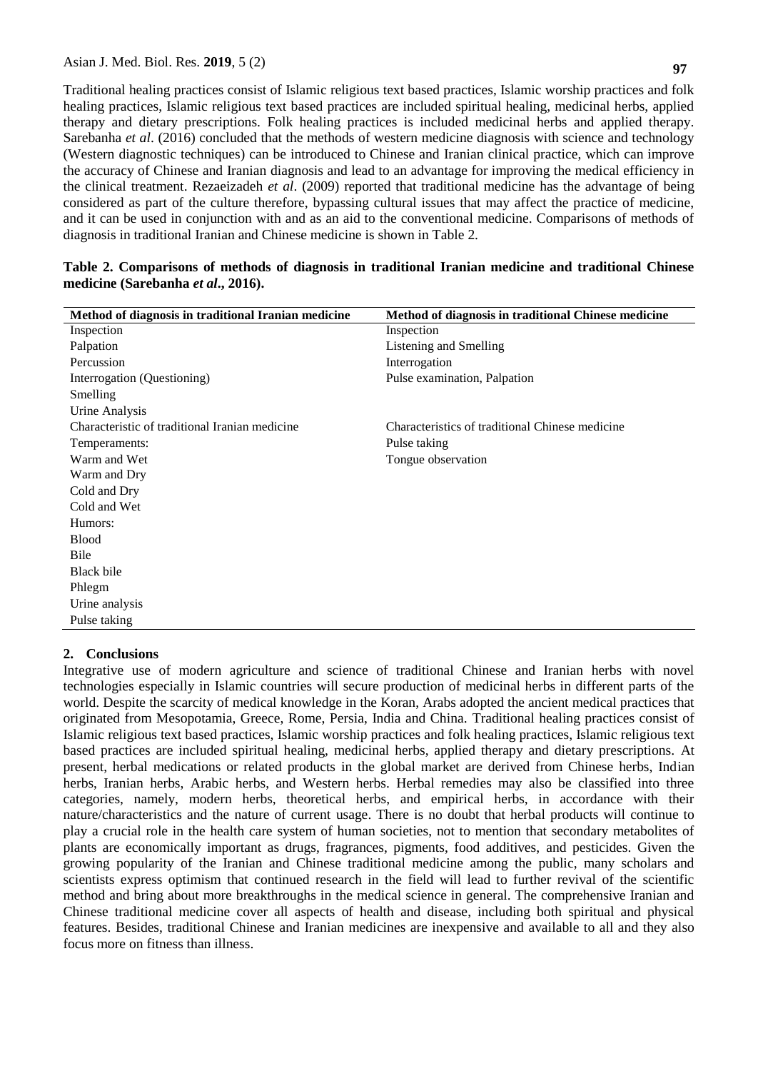Traditional healing practices consist of Islamic religious text based practices, Islamic worship practices and folk healing practices, Islamic religious text based practices are included spiritual healing, medicinal herbs, applied therapy and dietary prescriptions. Folk healing practices is included medicinal herbs and applied therapy. Sarebanha *et al*. (2016) concluded that the methods of western medicine diagnosis with science and technology (Western diagnostic techniques) can be introduced to Chinese and Iranian clinical practice, which can improve the accuracy of Chinese and Iranian diagnosis and lead to an advantage for improving the medical efficiency in the clinical treatment. Rezaeizadeh *et al*. (2009) reported that traditional medicine has the advantage of being considered as part of the culture therefore, bypassing cultural issues that may affect the practice of medicine, and it can be used in conjunction with and as an aid to the conventional medicine. Comparisons of methods of diagnosis in traditional Iranian and Chinese medicine is shown in Table 2.

**Table 2. Comparisons of methods of diagnosis in traditional Iranian medicine and traditional Chinese medicine (Sarebanha *et al*., 2016).**

| Method of diagnosis in traditional Iranian medicine | Method of diagnosis in traditional Chinese medicine |
|---|---|
| Inspection | Inspection |
| Palpation | Listening and Smelling |
| Percussion | Interrogation |
| Interrogation (Questioning) | Pulse examination, Palpation |
| Smelling | |
| Urine Analysis | |
| Characteristic of traditional Iranian medicine | Characteristics of traditional Chinese medicine |
| Temperaments: | Pulse taking |
| Warm and Wet | Tongue observation |
| Warm and Dry | |
| Cold and Dry | |
| Cold and Wet | |
| Humors: | |
| Blood | |
| Bile | |
| Black bile | |
| Phlegm | |
| Urine analysis | |
| Pulse taking | |

## 2. Conclusions

Integrative use of modern agriculture and science of traditional Chinese and Iranian herbs with novel technologies especially in Islamic countries will secure production of medicinal herbs in different parts of the world. Despite the scarcity of medical knowledge in the Koran, Arabs adopted the ancient medical practices that originated from Mesopotamia, Greece, Rome, Persia, India and China. Traditional healing practices consist of Islamic religious text based practices, Islamic worship practices and folk healing practices, Islamic religious text based practices are included spiritual healing, medicinal herbs, applied therapy and dietary prescriptions. At present, herbal medications or related products in the global market are derived from Chinese herbs, Indian herbs, Iranian herbs, Arabic herbs, and Western herbs. Herbal remedies may also be classified into three categories, namely, modern herbs, theoretical herbs, and empirical herbs, in accordance with their nature/characteristics and the nature of current usage. There is no doubt that herbal products will continue to play a crucial role in the health care system of human societies, not to mention that secondary metabolites of plants are economically important as drugs, fragrances, pigments, food additives, and pesticides. Given the growing popularity of the Iranian and Chinese traditional medicine among the public, many scholars and scientists express optimism that continued research in the field will lead to further revival of the scientific method and bring about more breakthroughs in the medical science in general. The comprehensive Iranian and Chinese traditional medicine cover all aspects of health and disease, including both spiritual and physical features. Besides, traditional Chinese and Iranian medicines are inexpensive and available to all and they also focus more on fitness than illness.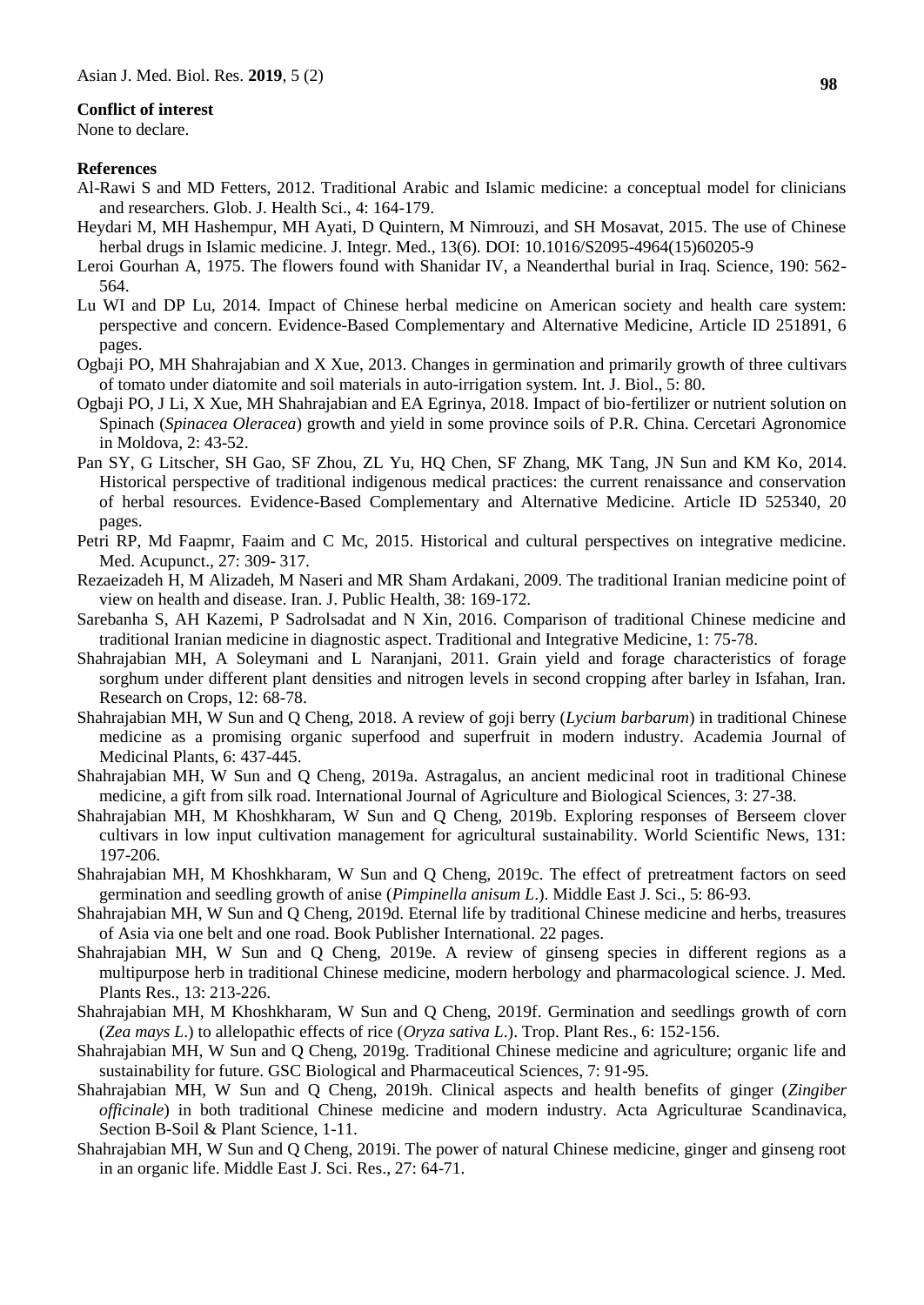**Conflict of interest**

None to declare.

**References**

Al-Rawi S and MD Fetters, 2012. Traditional Arabic and Islamic medicine: a conceptual model for clinicians and researchers. Glob. J. Health Sci., 4: 164-179.

Heydari M, MH Hashempur, MH Ayati, D Quintern, M Nimrouzi, and SH Mosavat, 2015. The use of Chinese herbal drugs in Islamic medicine. J. Integr. Med., 13(6). DOI: 10.1016/S2095-4964(15)60205-9

Leroi Gourhan A, 1975. The flowers found with Shanidar IV, a Neanderthal burial in Iraq. Science, 190: 562-564.

Lu WI and DP Lu, 2014. Impact of Chinese herbal medicine on American society and health care system: perspective and concern. Evidence-Based Complementary and Alternative Medicine, Article ID 251891, 6 pages.

Ogbaji PO, MH Shahrajabian and X Xue, 2013. Changes in germination and primarily growth of three cultivars of tomato under diatomite and soil materials in auto-irrigation system. Int. J. Biol., 5: 80.

Ogbaji PO, J Li, X Xue, MH Shahrajabian and EA Egrinya, 2018. Impact of bio-fertilizer or nutrient solution on Spinach (*Spinacea Oleracea*) growth and yield in some province soils of P.R. China. Cercetari Agronomice in Moldova, 2: 43-52.

Pan SY, G Litscher, SH Gao, SF Zhou, ZL Yu, HQ Chen, SF Zhang, MK Tang, JN Sun and KM Ko, 2014. Historical perspective of traditional indigenous medical practices: the current renaissance and conservation of herbal resources. Evidence-Based Complementary and Alternative Medicine. Article ID 525340, 20 pages.

Petri RP, Md Faapmr, Faaim and C Mc, 2015. Historical and cultural perspectives on integrative medicine. Med. Acupunct., 27: 309- 317.

Rezaeizadeh H, M Alizadeh, M Naseri and MR Sham Ardakani, 2009. The traditional Iranian medicine point of view on health and disease. Iran. J. Public Health, 38: 169-172.

Sarebanha S, AH Kazemi, P Sadrolsadat and N Xin, 2016. Comparison of traditional Chinese medicine and traditional Iranian medicine in diagnostic aspect. Traditional and Integrative Medicine, 1: 75-78.

Shahrajabian MH, A Soleymani and L Naranjani, 2011. Grain yield and forage characteristics of forage sorghum under different plant densities and nitrogen levels in second cropping after barley in Isfahan, Iran. Research on Crops, 12: 68-78.

Shahrajabian MH, W Sun and Q Cheng, 2018. A review of goji berry (*Lycium barbarum*) in traditional Chinese medicine as a promising organic superfood and superfruit in modern industry. Academia Journal of Medicinal Plants, 6: 437-445.

Shahrajabian MH, W Sun and Q Cheng, 2019a. Astragalus, an ancient medicinal root in traditional Chinese medicine, a gift from silk road. International Journal of Agriculture and Biological Sciences, 3: 27-38.

Shahrajabian MH, M Khoshkharam, W Sun and Q Cheng, 2019b. Exploring responses of Berseem clover cultivars in low input cultivation management for agricultural sustainability. World Scientific News, 131: 197-206.

Shahrajabian MH, M Khoshkharam, W Sun and Q Cheng, 2019c. The effect of pretreatment factors on seed germination and seedling growth of anise (*Pimpinella anisum L*.). Middle East J. Sci., 5: 86-93.

Shahrajabian MH, W Sun and Q Cheng, 2019d. Eternal life by traditional Chinese medicine and herbs, treasures of Asia via one belt and one road. Book Publisher International. 22 pages.

Shahrajabian MH, W Sun and Q Cheng, 2019e. A review of ginseng species in different regions as a multipurpose herb in traditional Chinese medicine, modern herbology and pharmacological science. J. Med. Plants Res., 13: 213-226.

Shahrajabian MH, M Khoshkharam, W Sun and Q Cheng, 2019f. Germination and seedlings growth of corn (*Zea mays L*.) to allelopathic effects of rice (*Oryza sativa L*.). Trop. Plant Res., 6: 152-156.

Shahrajabian MH, W Sun and Q Cheng, 2019g. Traditional Chinese medicine and agriculture; organic life and sustainability for future. GSC Biological and Pharmaceutical Sciences, 7: 91-95.

Shahrajabian MH, W Sun and Q Cheng, 2019h. Clinical aspects and health benefits of ginger (*Zingiber officinale*) in both traditional Chinese medicine and modern industry. Acta Agriculturae Scandinavica, Section B-Soil & Plant Science, 1-11.

Shahrajabian MH, W Sun and Q Cheng, 2019i. The power of natural Chinese medicine, ginger and ginseng root in an organic life. Middle East J. Sci. Res., 27: 64-71.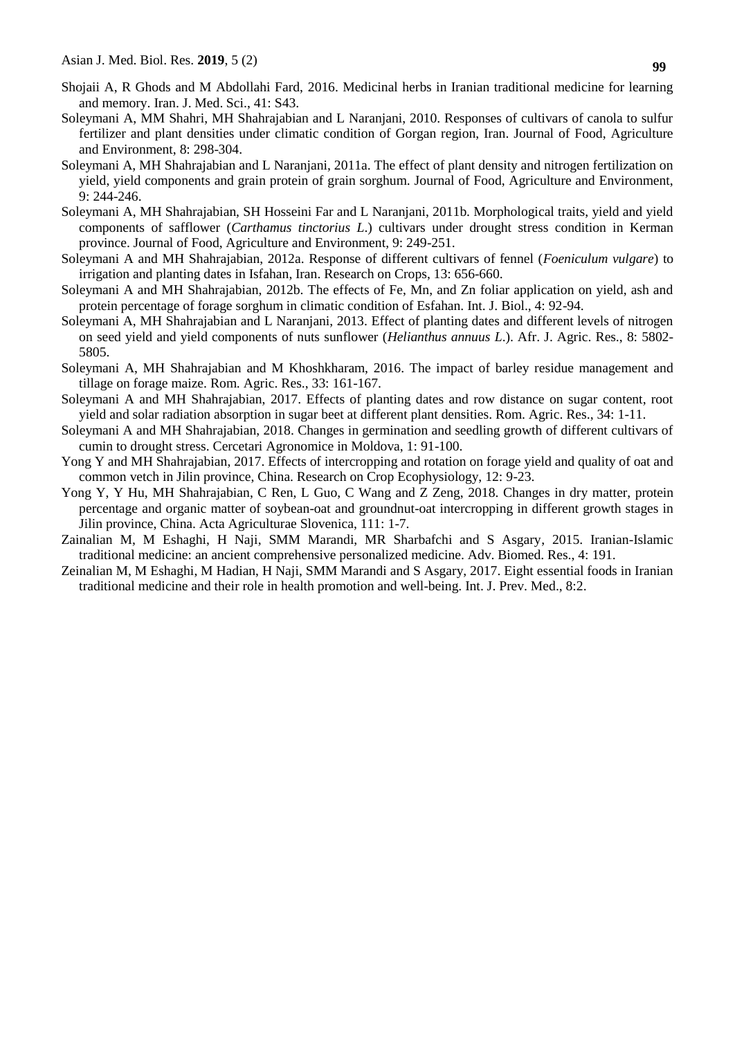Shojaii A, R Ghods and M Abdollahi Fard, 2016. Medicinal herbs in Iranian traditional medicine for learning and memory. Iran. J. Med. Sci., 41: S43.

Soleymani A, MM Shahri, MH Shahrajabian and L Naranjani, 2010. Responses of cultivars of canola to sulfur fertilizer and plant densities under climatic condition of Gorgan region, Iran. Journal of Food, Agriculture and Environment, 8: 298-304.

Soleymani A, MH Shahrajabian and L Naranjani, 2011a. The effect of plant density and nitrogen fertilization on yield, yield components and grain protein of grain sorghum. Journal of Food, Agriculture and Environment, 9: 244-246.

Soleymani A, MH Shahrajabian, SH Hosseini Far and L Naranjani, 2011b. Morphological traits, yield and yield components of safflower (*Carthamus tinctorius L*.) cultivars under drought stress condition in Kerman province. Journal of Food, Agriculture and Environment, 9: 249-251.

Soleymani A and MH Shahrajabian, 2012a. Response of different cultivars of fennel (*Foeniculum vulgare*) to irrigation and planting dates in Isfahan, Iran. Research on Crops, 13: 656-660.

Soleymani A and MH Shahrajabian, 2012b. The effects of Fe, Mn, and Zn foliar application on yield, ash and protein percentage of forage sorghum in climatic condition of Esfahan. Int. J. Biol., 4: 92-94.

Soleymani A, MH Shahrajabian and L Naranjani, 2013. Effect of planting dates and different levels of nitrogen on seed yield and yield components of nuts sunflower (*Helianthus annuus L*.). Afr. J. Agric. Res., 8: 5802-5805.

Soleymani A, MH Shahrajabian and M Khoshkharam, 2016. The impact of barley residue management and tillage on forage maize. Rom. Agric. Res., 33: 161-167.

Soleymani A and MH Shahrajabian, 2017. Effects of planting dates and row distance on sugar content, root yield and solar radiation absorption in sugar beet at different plant densities. Rom. Agric. Res., 34: 1-11.

Soleymani A and MH Shahrajabian, 2018. Changes in germination and seedling growth of different cultivars of cumin to drought stress. Cercetari Agronomice in Moldova, 1: 91-100.

Yong Y and MH Shahrajabian, 2017. Effects of intercropping and rotation on forage yield and quality of oat and common vetch in Jilin province, China. Research on Crop Ecophysiology, 12: 9-23.

Yong Y, Y Hu, MH Shahrajabian, C Ren, L Guo, C Wang and Z Zeng, 2018. Changes in dry matter, protein percentage and organic matter of soybean-oat and groundnut-oat intercropping in different growth stages in Jilin province, China. Acta Agriculturae Slovenica, 111: 1-7.

Zainalian M, M Eshaghi, H Naji, SMM Marandi, MR Sharbafchi and S Asgary, 2015. Iranian-Islamic traditional medicine: an ancient comprehensive personalized medicine. Adv. Biomed. Res., 4: 191.

Zeinalian M, M Eshaghi, M Hadian, H Naji, SMM Marandi and S Asgary, 2017. Eight essential foods in Iranian traditional medicine and their role in health promotion and well-being. Int. J. Prev. Med., 8:2.